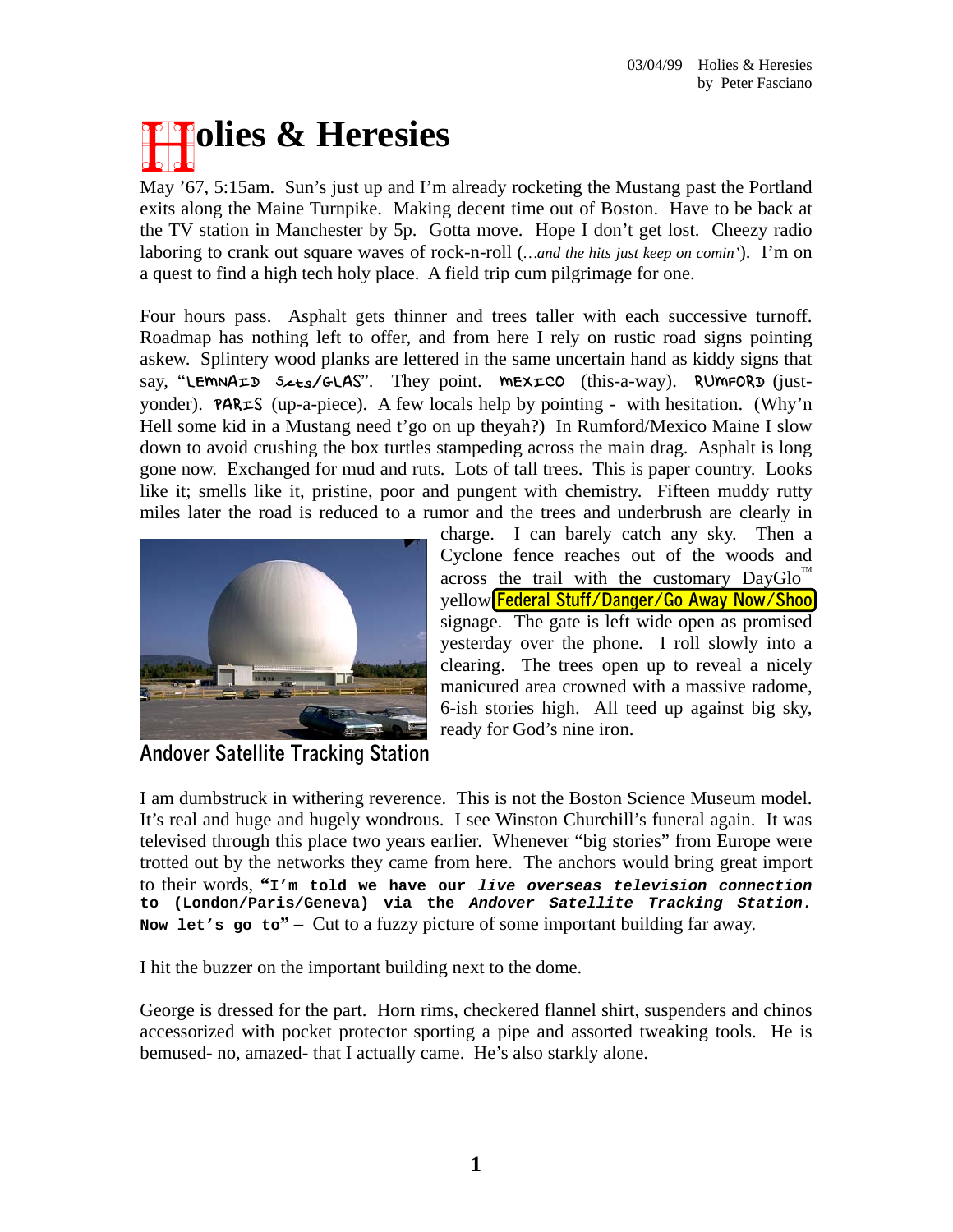# Holies & Heresies

May '67, 5:15am. Sun's just up and I'm already rocketing the Mustang past the Portland exits along the Maine Turnpike. Making decent time out of Boston. Have to be back at the TV station in Manchester by 5p. Gotta move. Hope I don't get lost. Cheezy radio laboring to crank out square waves of rock-n-roll (*…and the hits just keep on comin'*). I'm on a quest to find a high tech holy place. A field trip cum pilgrimage for one.

Four hours pass. Asphalt gets thinner and trees taller with each successive turnoff. Roadmap has nothing left to offer, and from here I rely on rustic road signs pointing askew. Splintery wood planks are lettered in the same uncertain hand as kiddy signs that say, "LEMNAID 5¢ts/GLAS". They point. MEXICO (this-a-way). RUMFORD (just-yonder). PARIS (up-a-piece). A few locals help by pointing - with hesitation. (Why'n Hell some kid in a Mustang need t'go on up theyah?) In Rumford/Mexico Maine I slow down to avoid crushing the box turtles stampeding across the main drag. Asphalt is long gone now. Exchanged for mud and ruts. Lots of tall trees. This is paper country. Looks like it; smells like it, pristine, poor and pungent with chemistry. Fifteen muddy rutty miles later the road is reduced to a rumor and the trees and underbrush are clearly in charge. I can barely catch any sky. Then a Cyclone fence reaches out of the woods and across the trail with the customary DayGlo™ yellow **Federal Stuff/Danger/Go Away Now/Shoo** signage. The gate is left wide open as promised yesterday over the phone. I roll slowly into a clearing. The trees open up to reveal a nicely manicured area crowned with a massive radome, 6-ish stories high. All teed up against big sky, ready for God's nine iron.

Andover Satellite Tracking Station

I am dumbstruck in withering reverence. This is not the Boston Science Museum model. It's real and huge and hugely wondrous. I see Winston Churchill's funeral again. It was televised through this place two years earlier. Whenever "big stories" from Europe were trotted out by the networks they came from here. The anchors would bring great import to their words, **"I'm told we have our *live overseas television connection* to (London/Paris/Geneva) via the *Andover Satellite Tracking Station*. Now let's go to"** – Cut to a fuzzy picture of some important building far away.

I hit the buzzer on the important building next to the dome.

George is dressed for the part. Horn rims, checkered flannel shirt, suspenders and chinos accessorized with pocket protector sporting a pipe and assorted tweaking tools. He is bemused- no, amazed- that I actually came. He's also starkly alone.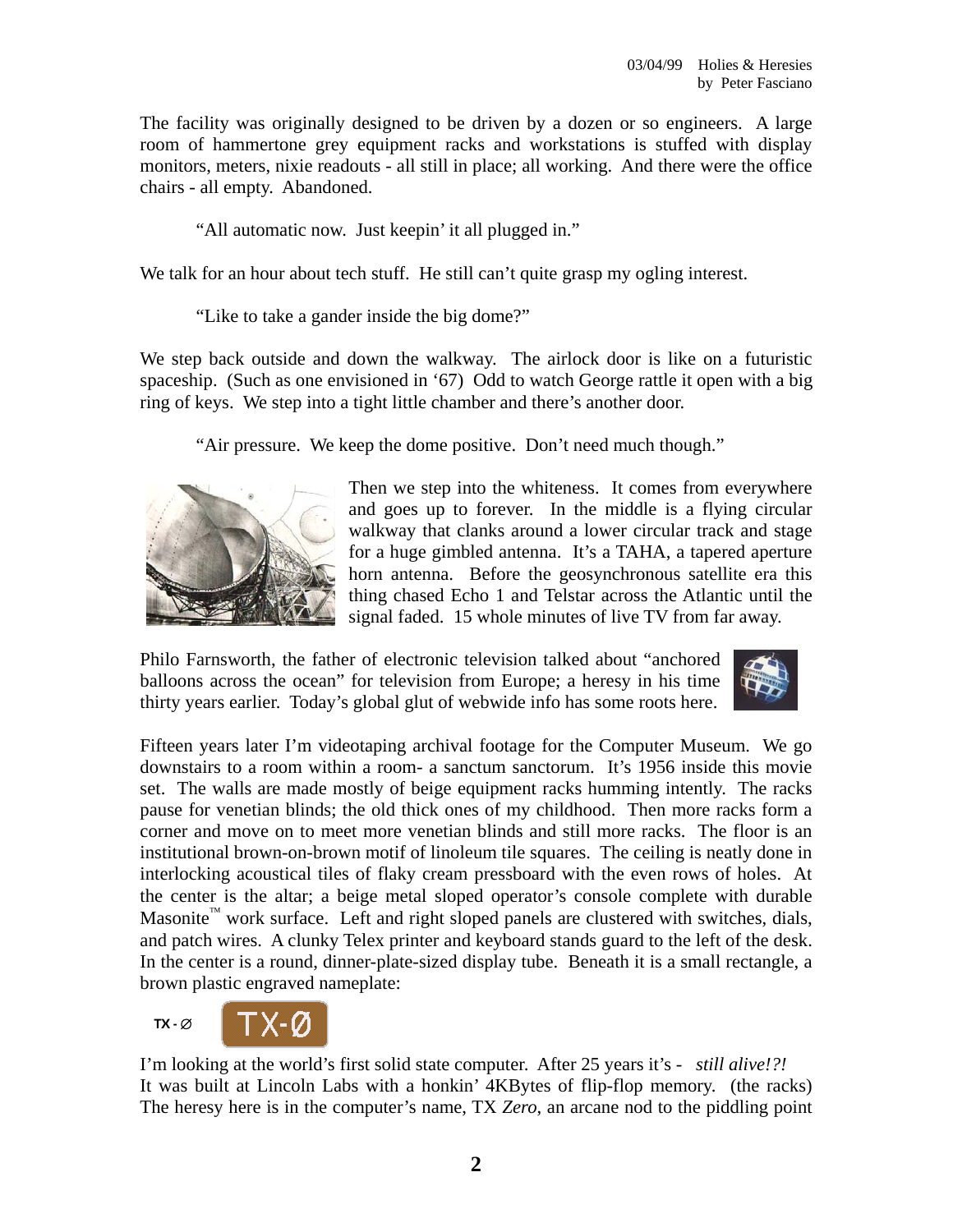The facility was originally designed to be driven by a dozen or so engineers. A large room of hammertone grey equipment racks and workstations is stuffed with display monitors, meters, nixie readouts - all still in place; all working. And there were the office chairs - all empty. Abandoned.

"All automatic now. Just keepin' it all plugged in."

We talk for an hour about tech stuff. He still can't quite grasp my ogling interest.

"Like to take a gander inside the big dome?"

We step back outside and down the walkway. The airlock door is like on a futuristic spaceship. (Such as one envisioned in '67) Odd to watch George rattle it open with a big ring of keys. We step into a tight little chamber and there's another door.

"Air pressure. We keep the dome positive. Don't need much though."

Then we step into the whiteness. It comes from everywhere and goes up to forever. In the middle is a flying circular walkway that clanks around a lower circular track and stage for a huge gimbled antenna. It's a TAHA, a tapered aperture horn antenna. Before the geosynchronous satellite era this thing chased Echo 1 and Telstar across the Atlantic until the signal faded. 15 whole minutes of live TV from far away.

Philo Farnsworth, the father of electronic television talked about "anchored balloons across the ocean" for television from Europe; a heresy in his time thirty years earlier. Today's global glut of webwide info has some roots here.

Fifteen years later I'm videotaping archival footage for the Computer Museum. We go downstairs to a room within a room- a sanctum sanctorum. It's 1956 inside this movie set. The walls are made mostly of beige equipment racks humming intently. The racks pause for venetian blinds; the old thick ones of my childhood. Then more racks form a corner and move on to meet more venetian blinds and still more racks. The floor is an institutional brown-on-brown motif of linoleum tile squares. The ceiling is neatly done in interlocking acoustical tiles of flaky cream pressboard with the even rows of holes. At the center is the altar; a beige metal sloped operator's console complete with durable Masonite™ work surface. Left and right sloped panels are clustered with switches, dials, and patch wires. A clunky Telex printer and keyboard stands guard to the left of the desk. In the center is a round, dinner-plate-sized display tube. Beneath it is a small rectangle, a brown plastic engraved nameplate:

TX - Ø     TX-Ø

I'm looking at the world's first solid state computer. After 25 years it's - *still alive!?!* It was built at Lincoln Labs with a honkin' 4KBytes of flip-flop memory. (the racks) The heresy here is in the computer's name, TX *Zero*, an arcane nod to the piddling point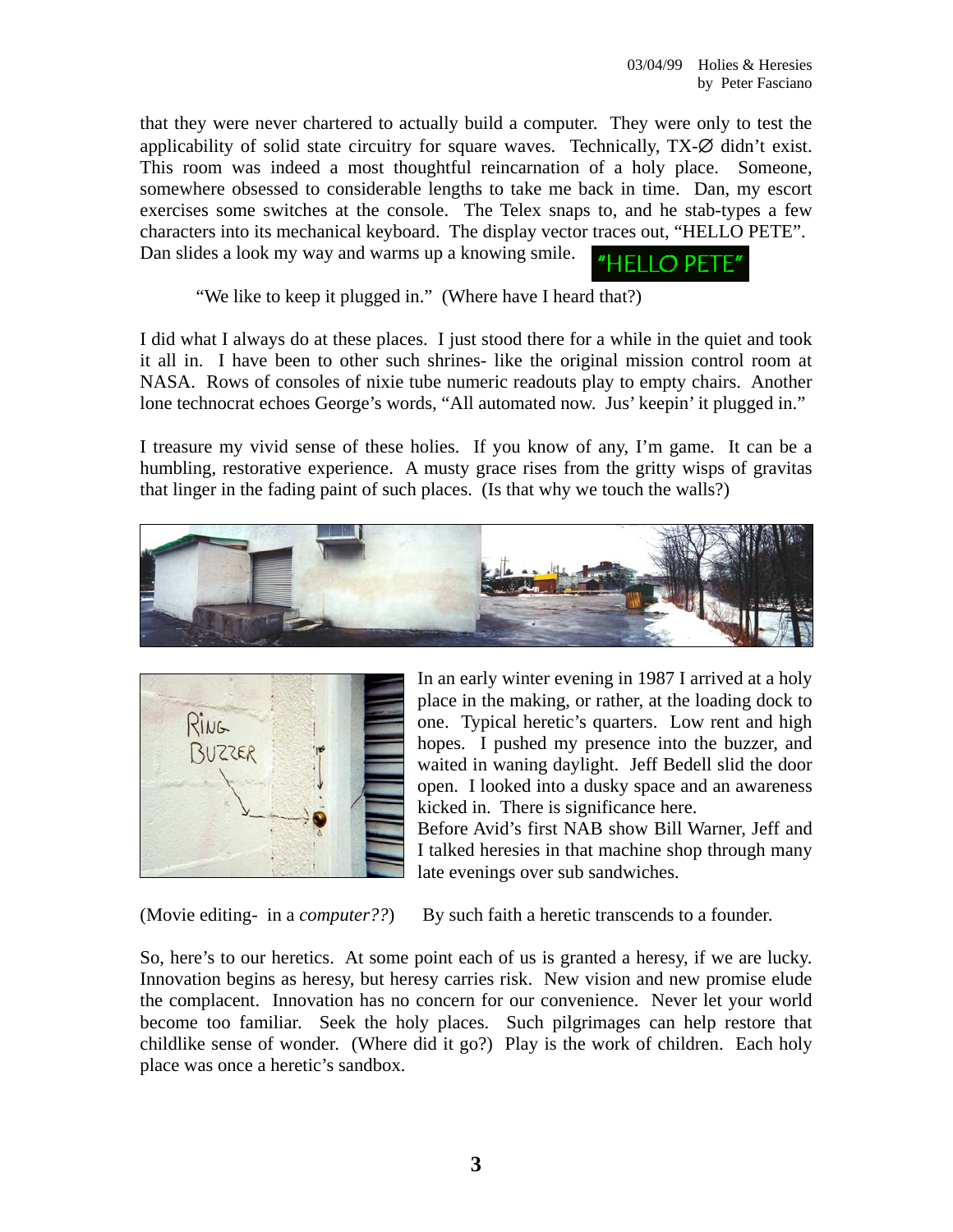that they were never chartered to actually build a computer. They were only to test the applicability of solid state circuitry for square waves. Technically, TX-∅ didn't exist. This room was indeed a most thoughtful reincarnation of a holy place. Someone, somewhere obsessed to considerable lengths to take me back in time. Dan, my escort exercises some switches at the console. The Telex snaps to, and he stab-types a few characters into its mechanical keyboard. The display vector traces out, "HELLO PETE". Dan slides a look my way and warms up a knowing smile.

"We like to keep it plugged in." (Where have I heard that?)

I did what I always do at these places. I just stood there for a while in the quiet and took it all in. I have been to other such shrines- like the original mission control room at NASA. Rows of consoles of nixie tube numeric readouts play to empty chairs. Another lone technocrat echoes George's words, "All automated now. Jus' keepin' it plugged in."

I treasure my vivid sense of these holies. If you know of any, I'm game. It can be a humbling, restorative experience. A musty grace rises from the gritty wisps of gravitas that linger in the fading paint of such places. (Is that why we touch the walls?)

In an early winter evening in 1987 I arrived at a holy place in the making, or rather, at the loading dock to one. Typical heretic's quarters. Low rent and high hopes. I pushed my presence into the buzzer, and waited in waning daylight. Jeff Bedell slid the door open. I looked into a dusky space and an awareness kicked in. There is significance here.

Before Avid's first NAB show Bill Warner, Jeff and I talked heresies in that machine shop through many late evenings over sub sandwiches.

(Movie editing- in a *computer??*) By such faith a heretic transcends to a founder.

So, here's to our heretics. At some point each of us is granted a heresy, if we are lucky. Innovation begins as heresy, but heresy carries risk. New vision and new promise elude the complacent. Innovation has no concern for our convenience. Never let your world become too familiar. Seek the holy places. Such pilgrimages can help restore that childlike sense of wonder. (Where did it go?) Play is the work of children. Each holy place was once a heretic's sandbox.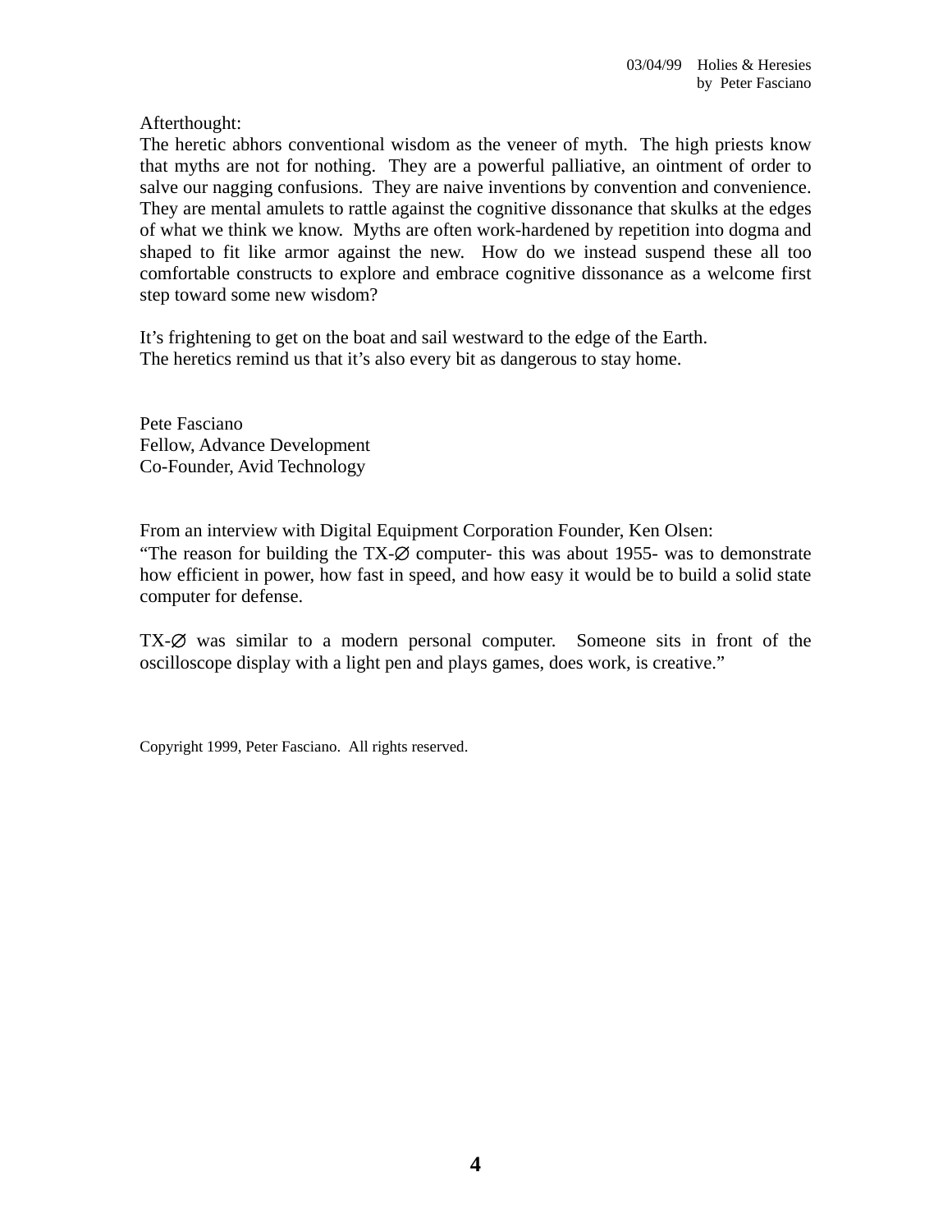Afterthought:

The heretic abhors conventional wisdom as the veneer of myth. The high priests know that myths are not for nothing. They are a powerful palliative, an ointment of order to salve our nagging confusions. They are naive inventions by convention and convenience. They are mental amulets to rattle against the cognitive dissonance that skulks at the edges of what we think we know. Myths are often work-hardened by repetition into dogma and shaped to fit like armor against the new. How do we instead suspend these all too comfortable constructs to explore and embrace cognitive dissonance as a welcome first step toward some new wisdom?

It's frightening to get on the boat and sail westward to the edge of the Earth.
The heretics remind us that it's also every bit as dangerous to stay home.

Pete Fasciano
Fellow, Advance Development
Co-Founder, Avid Technology

From an interview with Digital Equipment Corporation Founder, Ken Olsen:

"The reason for building the TX-∅ computer- this was about 1955- was to demonstrate how efficient in power, how fast in speed, and how easy it would be to build a solid state computer for defense.

TX-∅ was similar to a modern personal computer. Someone sits in front of the oscilloscope display with a light pen and plays games, does work, is creative."

Copyright 1999, Peter Fasciano. All rights reserved.